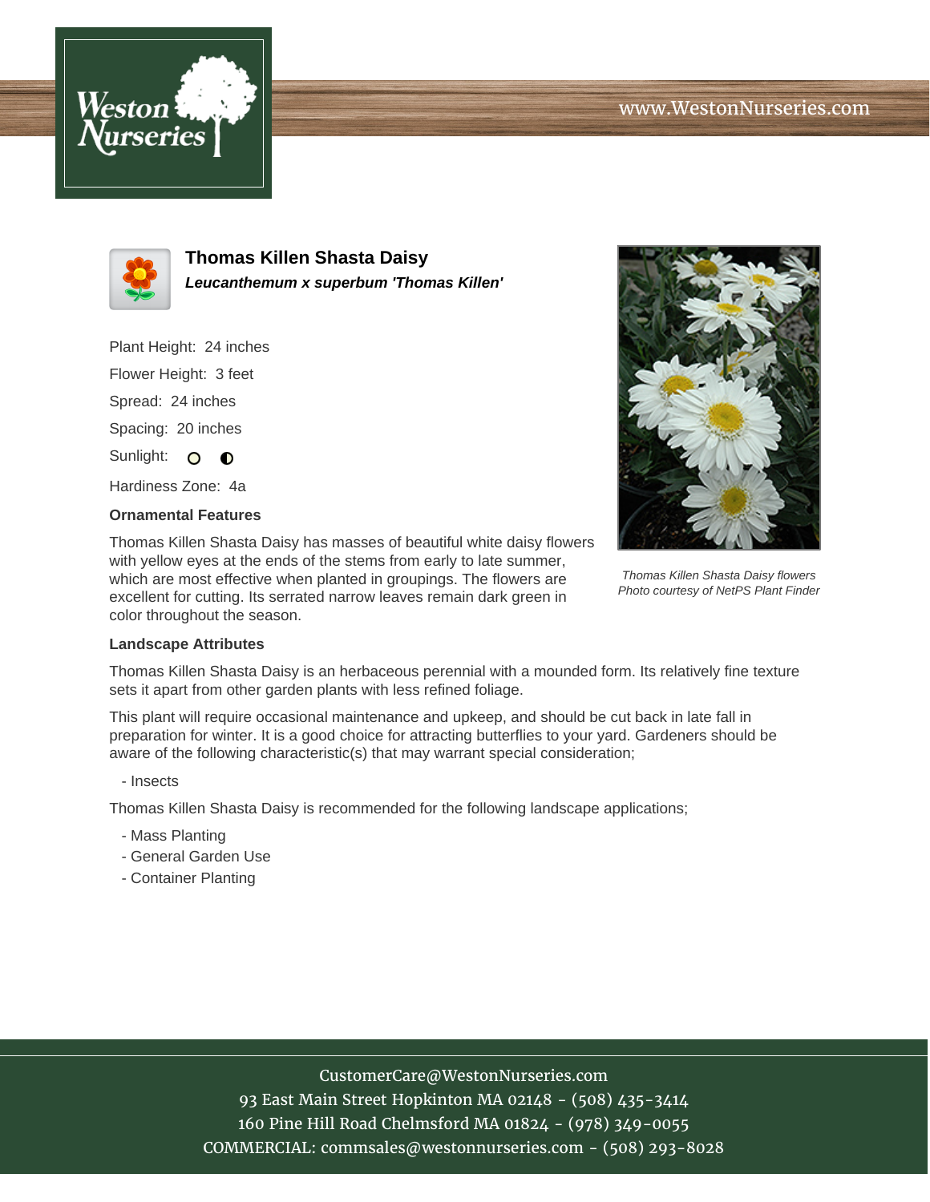# Thomas Killen Shasta Daisy

***Leucanthemum x superbum 'Thomas Killen'***

Plant Height: 24 inches

Flower Height: 3 feet

Spread: 24 inches

Spacing: 20 inches

Sunlight:

Hardiness Zone: 4a

### Ornamental Features

Thomas Killen Shasta Daisy has masses of beautiful white daisy flowers with yellow eyes at the ends of the stems from early to late summer, which are most effective when planted in groupings. The flowers are excellent for cutting. Its serrated narrow leaves remain dark green in color throughout the season.

*Thomas Killen Shasta Daisy flowers*
*Photo courtesy of NetPS Plant Finder*

### Landscape Attributes

Thomas Killen Shasta Daisy is an herbaceous perennial with a mounded form. Its relatively fine texture sets it apart from other garden plants with less refined foliage.

This plant will require occasional maintenance and upkeep, and should be cut back in late fall in preparation for winter. It is a good choice for attracting butterflies to your yard. Gardeners should be aware of the following characteristic(s) that may warrant special consideration;

- Insects

Thomas Killen Shasta Daisy is recommended for the following landscape applications;

- Mass Planting
- General Garden Use
- Container Planting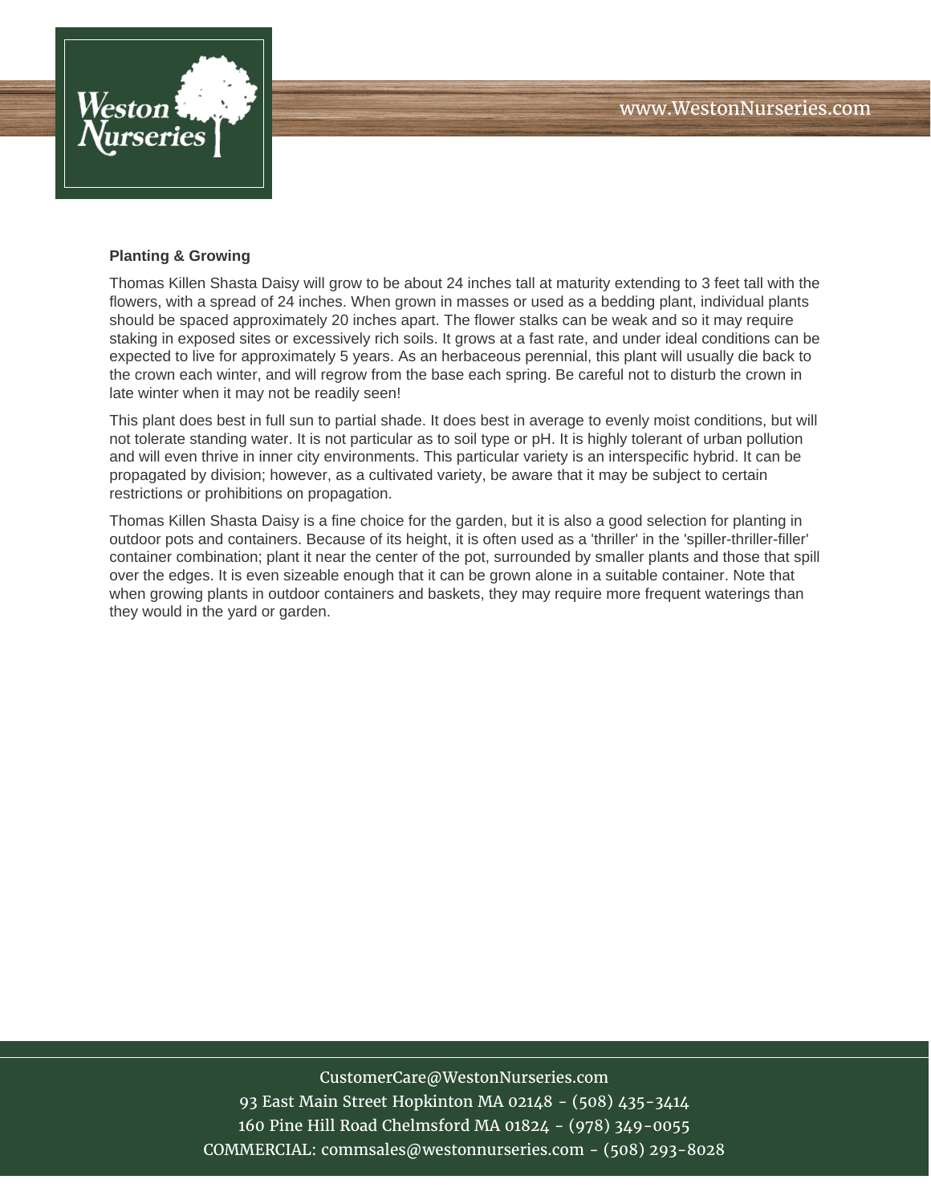**Planting & Growing**

Thomas Killen Shasta Daisy will grow to be about 24 inches tall at maturity extending to 3 feet tall with the flowers, with a spread of 24 inches. When grown in masses or used as a bedding plant, individual plants should be spaced approximately 20 inches apart. The flower stalks can be weak and so it may require staking in exposed sites or excessively rich soils. It grows at a fast rate, and under ideal conditions can be expected to live for approximately 5 years. As an herbaceous perennial, this plant will usually die back to the crown each winter, and will regrow from the base each spring. Be careful not to disturb the crown in late winter when it may not be readily seen!

This plant does best in full sun to partial shade. It does best in average to evenly moist conditions, but will not tolerate standing water. It is not particular as to soil type or pH. It is highly tolerant of urban pollution and will even thrive in inner city environments. This particular variety is an interspecific hybrid. It can be propagated by division; however, as a cultivated variety, be aware that it may be subject to certain restrictions or prohibitions on propagation.

Thomas Killen Shasta Daisy is a fine choice for the garden, but it is also a good selection for planting in outdoor pots and containers. Because of its height, it is often used as a 'thriller' in the 'spiller-thriller-filler' container combination; plant it near the center of the pot, surrounded by smaller plants and those that spill over the edges. It is even sizeable enough that it can be grown alone in a suitable container. Note that when growing plants in outdoor containers and baskets, they may require more frequent waterings than they would in the yard or garden.